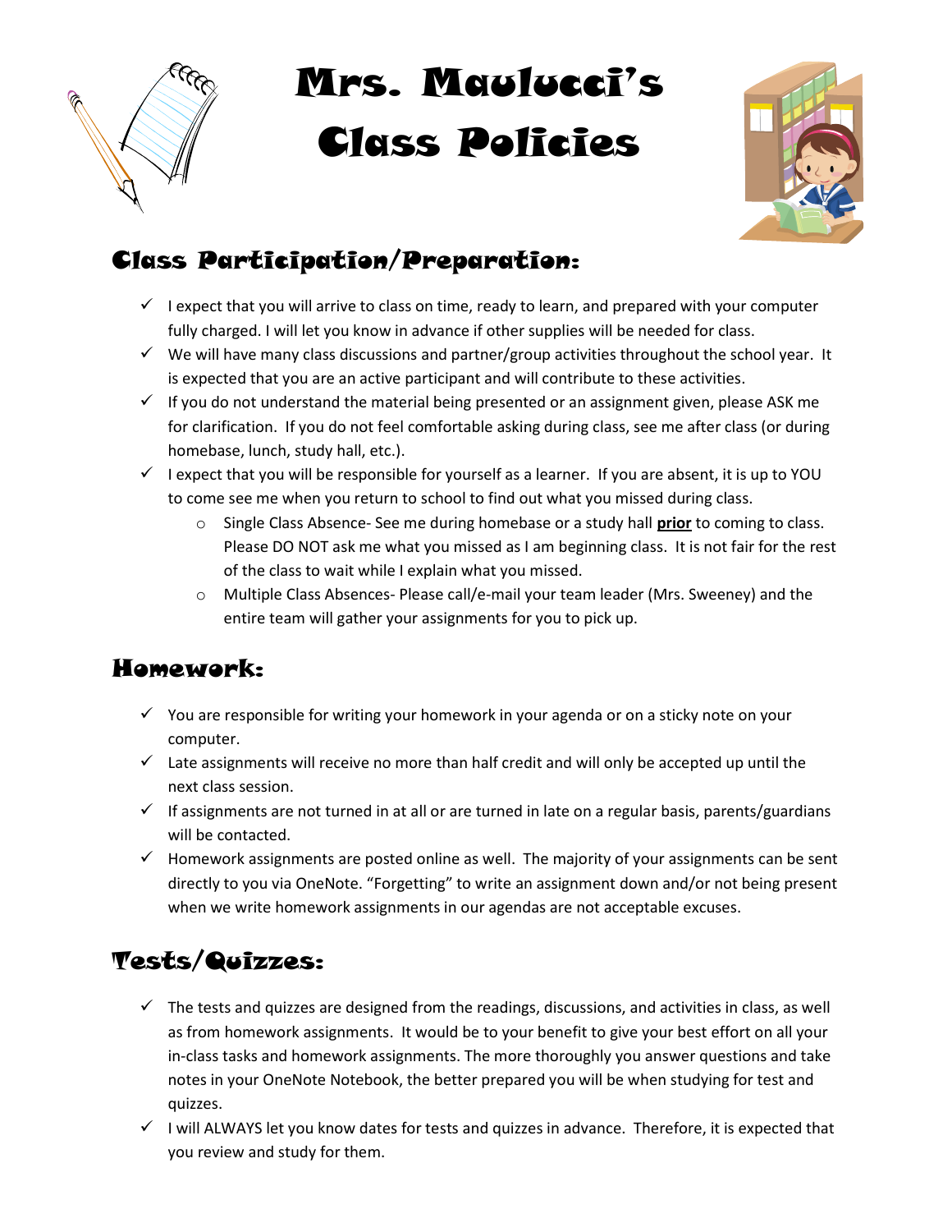# Mrs. Maulucci's Class Policies

## Class Participation/Preparation:

- I expect that you will arrive to class on time, ready to learn, and prepared with your computer fully charged. I will let you know in advance if other supplies will be needed for class.
- We will have many class discussions and partner/group activities throughout the school year. It is expected that you are an active participant and will contribute to these activities.
- If you do not understand the material being presented or an assignment given, please ASK me for clarification. If you do not feel comfortable asking during class, see me after class (or during homebase, lunch, study hall, etc.).
- I expect that you will be responsible for yourself as a learner. If you are absent, it is up to YOU to come see me when you return to school to find out what you missed during class.
  - Single Class Absence- See me during homebase or a study hall **prior** to coming to class. Please DO NOT ask me what you missed as I am beginning class. It is not fair for the rest of the class to wait while I explain what you missed.
  - Multiple Class Absences- Please call/e-mail your team leader (Mrs. Sweeney) and the entire team will gather your assignments for you to pick up.

## Homework:

- You are responsible for writing your homework in your agenda or on a sticky note on your computer.
- Late assignments will receive no more than half credit and will only be accepted up until the next class session.
- If assignments are not turned in at all or are turned in late on a regular basis, parents/guardians will be contacted.
- Homework assignments are posted online as well. The majority of your assignments can be sent directly to you via OneNote. "Forgetting" to write an assignment down and/or not being present when we write homework assignments in our agendas are not acceptable excuses.

## Tests/Quizzes:

- The tests and quizzes are designed from the readings, discussions, and activities in class, as well as from homework assignments. It would be to your benefit to give your best effort on all your in-class tasks and homework assignments. The more thoroughly you answer questions and take notes in your OneNote Notebook, the better prepared you will be when studying for test and quizzes.
- I will ALWAYS let you know dates for tests and quizzes in advance. Therefore, it is expected that you review and study for them.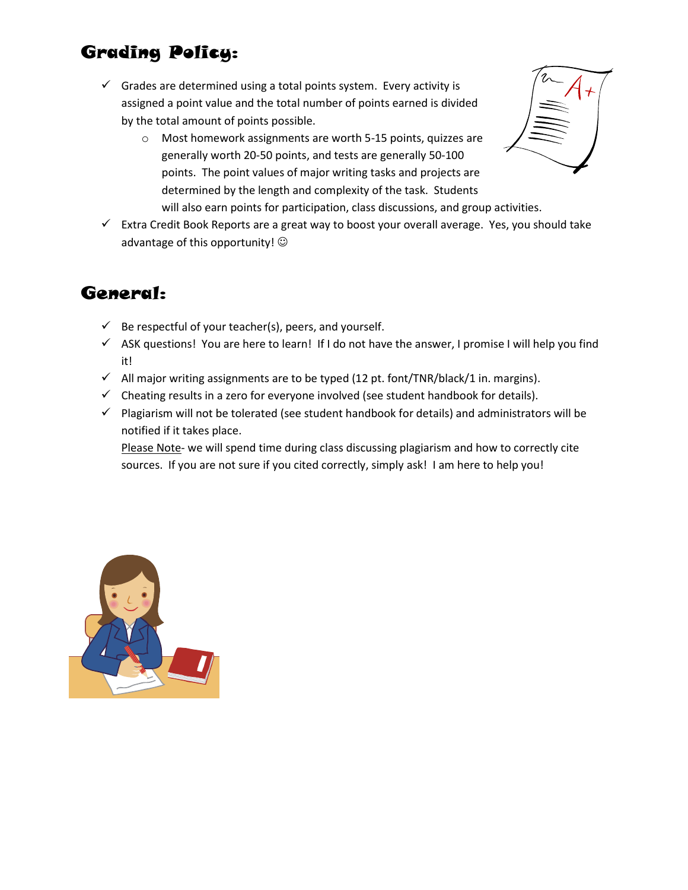## Grading Policy:

- ✓ Grades are determined using a total points system. Every activity is assigned a point value and the total number of points earned is divided by the total amount of points possible.
    - Most homework assignments are worth 5-15 points, quizzes are generally worth 20-50 points, and tests are generally 50-100 points. The point values of major writing tasks and projects are determined by the length and complexity of the task. Students will also earn points for participation, class discussions, and group activities.
- ✓ Extra Credit Book Reports are a great way to boost your overall average. Yes, you should take advantage of this opportunity! ☺

## General:

- ✓ Be respectful of your teacher(s), peers, and yourself.
- ✓ ASK questions! You are here to learn! If I do not have the answer, I promise I will help you find it!
- ✓ All major writing assignments are to be typed (12 pt. font/TNR/black/1 in. margins).
- ✓ Cheating results in a zero for everyone involved (see student handbook for details).
- ✓ Plagiarism will not be tolerated (see student handbook for details) and administrators will be notified if it takes place.

  <u>Please Note</u>- we will spend time during class discussing plagiarism and how to correctly cite sources. If you are not sure if you cited correctly, simply ask! I am here to help you!